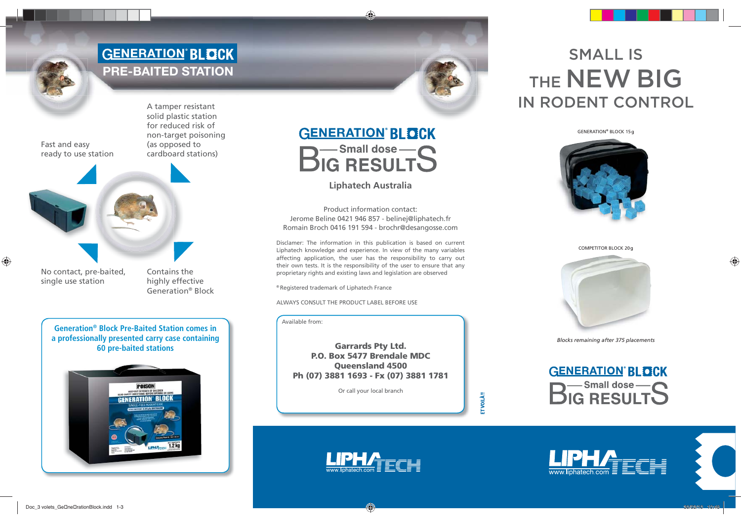# GENERATION® BLOCK
## PRE-BAITED STATION

Fast and easy ready to use station

A tamper resistant solid plastic station for reduced risk of non-target poisoning (as opposed to cardboard stations)

No contact, pre-baited, single use station

Contains the highly effective Generation® Block

**Generation® Block Pre-Baited Station comes in a professionally presented carry case containing 60 pre-baited stations**

GENERATION® BLOCK

Small dose — BIG RESULTS

**Liphatech Australia**

Product information contact:
Jerome Beline 0421 946 857 - belinej@liphatech.fr
Romain Broch 0416 191 594 - brochr@desangosse.com

Disclamer: The information in this publication is based on current Liphatech knowledge and experience. In view of the many variables affecting application, the user has the responsibility to carry out their own tests. It is the responsibility of the user to ensure that any proprietary rights and existing laws and legislation are observed

® Registered trademark of Liphatech France

ALWAYS CONSULT THE PRODUCT LABEL BEFORE USE

Available from:

**Garrards Pty Ltd.**
**P.O. Box 5477 Brendale MDC**
**Queensland 4500**
**Ph (07) 3881 1693 - Fx (07) 3881 1781**

Or call your local branch

LIPHATECH
www.liphatech.com

# SMALL IS THE NEW BIG IN RODENT CONTROL

GENERATION® BLOCK 15 g

COMPETITOR BLOCK 20 g

*Blocks remaining after 375 placements*

GENERATION® BLOCK

Small dose — BIG RESULTS

LIPHATECH
www.liphatech.com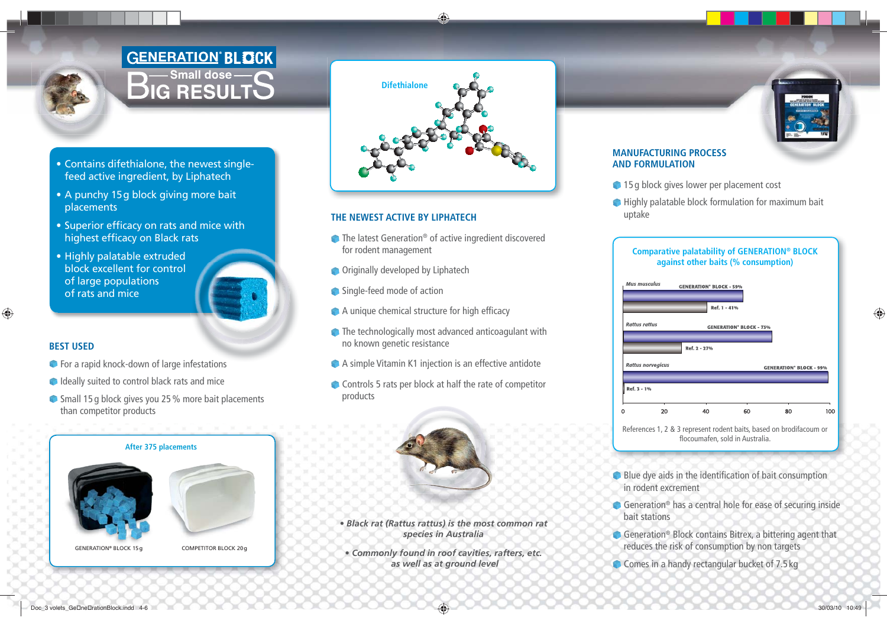# GENERATION® BLOCK

## Small dose — BIG RESULTS

- Contains difethialone, the newest single-feed active ingredient, by Liphatech
- A punchy 15 g block giving more bait placements
- Superior efficacy on rats and mice with highest efficacy on Black rats
- Highly palatable extruded block excellent for control of large populations of rats and mice

### BEST USED

- For a rapid knock-down of large infestations
- Ideally suited to control black rats and mice
- Small 15 g block gives you 25 % more bait placements than competitor products

After 375 placements

GENERATION® BLOCK 15 g

COMPETITOR BLOCK 20 g

Difethialone

### THE NEWEST ACTIVE BY LIPHATECH

- The latest Generation® of active ingredient discovered for rodent management
- Originally developed by Liphatech
- Single-feed mode of action
- A unique chemical structure for high efficacy
- The technologically most advanced anticoagulant with no known genetic resistance
- A simple Vitamin K1 injection is an effective antidote
- Controls 5 rats per block at half the rate of competitor products

- *Black rat (Rattus rattus) is the most common rat species in Australia*
- *Commonly found in roof cavities, rafters, etc. as well as at ground level*

### MANUFACTURING PROCESS AND FORMULATION

- 15 g block gives lower per placement cost
- Highly palatable block formulation for maximum bait uptake

Comparative palatability of GENERATION® BLOCK against other baits (% consumption)

*Mus musculus*
GENERATION® BLOCK - 59%
Ref. 1 - 41%

*Rattus rattus*
GENERATION® BLOCK - 73%
Ref. 2 - 27%

*Rattus norvegicus*
GENERATION® BLOCK - 99%
Ref. 3 - 1%

0 20 40 60 80 100

References 1, 2 & 3 represent rodent baits, based on brodifacoum or flocoumafen, sold in Australia.

- Blue dye aids in the identification of bait consumption in rodent excrement
- Generation® has a central hole for ease of securing inside bait stations
- Generation® Block contains Bitrex, a bittering agent that reduces the risk of consumption by non targets
- Comes in a handy rectangular bucket of 7.5 kg